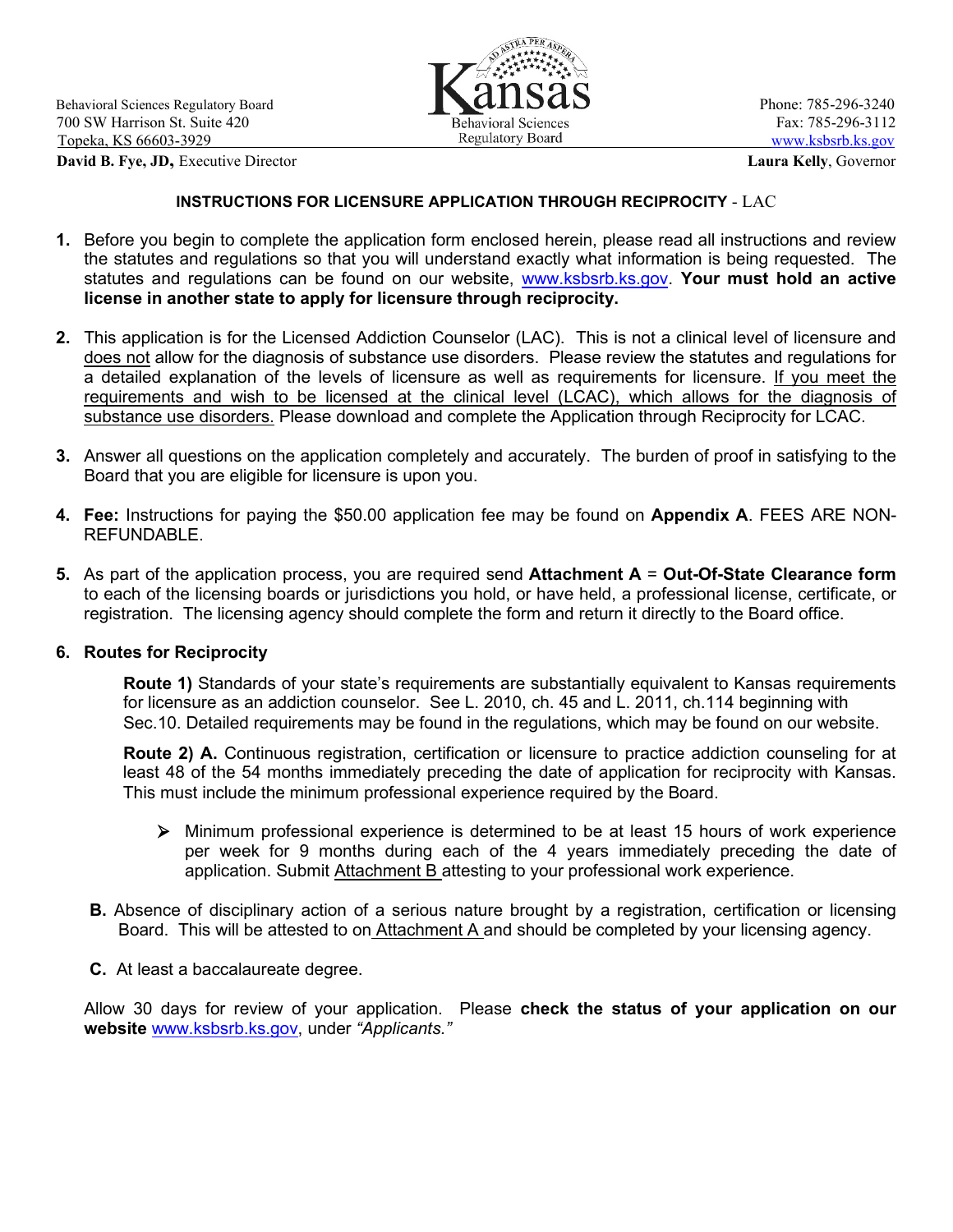Behavioral Sciences Regulatory Board
700 SW Harrison St. Suite 420
Topeka, KS 66603-3929

Kansas Behavioral Sciences Regulatory Board

Phone: 785-296-3240
Fax: 785-296-3112
www.ksbsrb.ks.gov

**David B. Fye, JD,** Executive Director

**Laura Kelly**, Governor

## INSTRUCTIONS FOR LICENSURE APPLICATION THROUGH RECIPROCITY - LAC

1. Before you begin to complete the application form enclosed herein, please read all instructions and review the statutes and regulations so that you will understand exactly what information is being requested. The statutes and regulations can be found on our website, www.ksbsrb.ks.gov. **Your must hold an active license in another state to apply for licensure through reciprocity.**

2. This application is for the Licensed Addiction Counselor (LAC). This is not a clinical level of licensure and does not allow for the diagnosis of substance use disorders. Please review the statutes and regulations for a detailed explanation of the levels of licensure as well as requirements for licensure. If you meet the requirements and wish to be licensed at the clinical level (LCAC), which allows for the diagnosis of substance use disorders. Please download and complete the Application through Reciprocity for LCAC.

3. Answer all questions on the application completely and accurately. The burden of proof in satisfying to the Board that you are eligible for licensure is upon you.

4. **Fee:** Instructions for paying the $50.00 application fee may be found on **Appendix A**. FEES ARE NON-REFUNDABLE.

5. As part of the application process, you are required send **Attachment A** = **Out-Of-State Clearance form** to each of the licensing boards or jurisdictions you hold, or have held, a professional license, certificate, or registration. The licensing agency should complete the form and return it directly to the Board office.

6. **Routes for Reciprocity**

   **Route 1)** Standards of your state's requirements are substantially equivalent to Kansas requirements for licensure as an addiction counselor. See L. 2010, ch. 45 and L. 2011, ch.114 beginning with Sec.10. Detailed requirements may be found in the regulations, which may be found on our website.

   **Route 2) A.** Continuous registration, certification or licensure to practice addiction counseling for at least 48 of the 54 months immediately preceding the date of application for reciprocity with Kansas. This must include the minimum professional experience required by the Board.

   - Minimum professional experience is determined to be at least 15 hours of work experience per week for 9 months during each of the 4 years immediately preceding the date of application. Submit Attachment B attesting to your professional work experience.

   **B.** Absence of disciplinary action of a serious nature brought by a registration, certification or licensing Board. This will be attested to on Attachment A and should be completed by your licensing agency.

   **C.** At least a baccalaureate degree.

   Allow 30 days for review of your application. Please **check the status of your application on our website** www.ksbsrb.ks.gov, under *"Applicants."*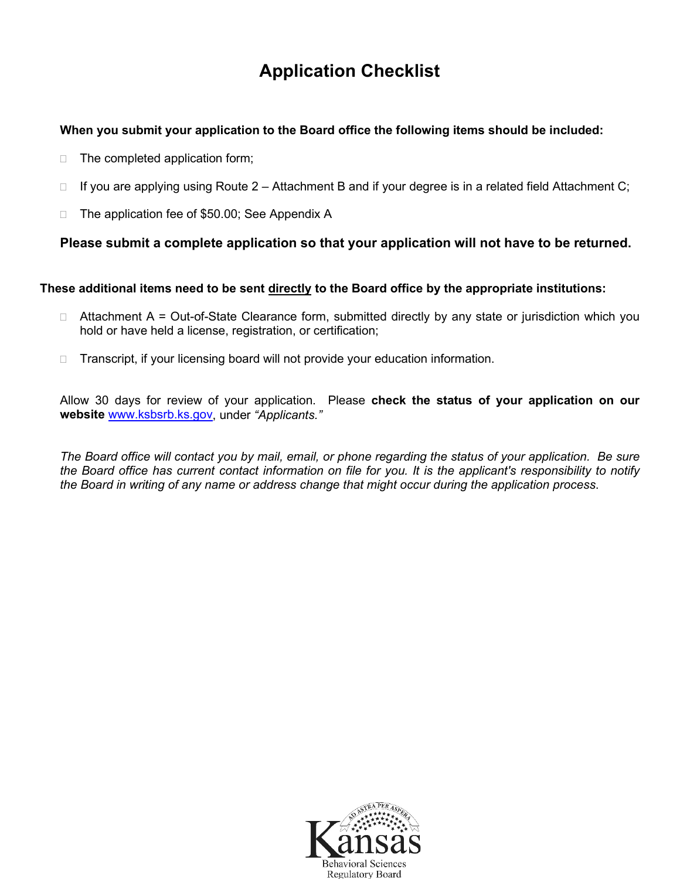# Application Checklist

**When you submit your application to the Board office the following items should be included:**

- ☐ The completed application form;
- ☐ If you are applying using Route 2 – Attachment B and if your degree is in a related field Attachment C;
- ☐ The application fee of $50.00; See Appendix A

**Please submit a complete application so that your application will not have to be returned.**

**These additional items need to be sent directly to the Board office by the appropriate institutions:**

- ☐ Attachment A = Out-of-State Clearance form, submitted directly by any state or jurisdiction which you hold or have held a license, registration, or certification;
- ☐ Transcript, if your licensing board will not provide your education information.

Allow 30 days for review of your application. Please **check the status of your application on our website** [www.ksbsrb.ks.gov](http://www.ksbsrb.ks.gov), under *"Applicants."*

*The Board office will contact you by mail, email, or phone regarding the status of your application. Be sure the Board office has current contact information on file for you. It is the applicant's responsibility to notify the Board in writing of any name or address change that might occur during the application process.*

Kansas Behavioral Sciences Regulatory Board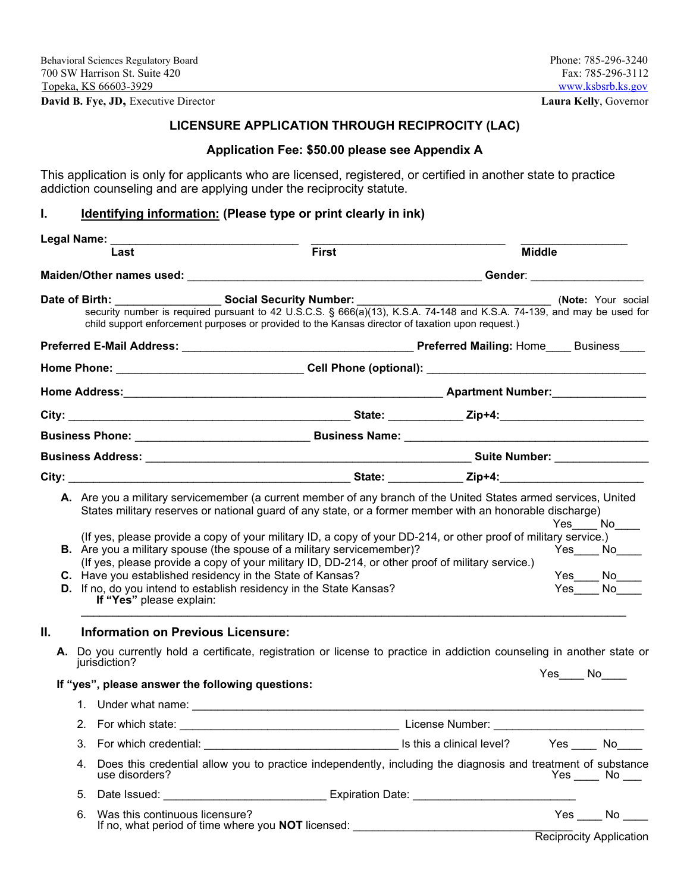Behavioral Sciences Regulatory Board
700 SW Harrison St. Suite 420
Topeka, KS 66603-3929
**David B. Fye, JD,** Executive Director

Phone: 785-296-3240
Fax: 785-296-3112
www.ksbsrb.ks.gov
**Laura Kelly**, Governor

## LICENSURE APPLICATION THROUGH RECIPROCITY (LAC)

### Application Fee: $50.00 please see Appendix A

This application is only for applicants who are licensed, registered, or certified in another state to practice addiction counseling and are applying under the reciprocity statute.

## I. Identifying information: (Please type or print clearly in ink)

**Legal Name:** ____________________________ ____________________________ ________________
**Last** **First** **Middle**

**Maiden/Other names used:** ____________________________________________ **Gender**: ________________

**Date of Birth:** ________________ **Social Security Number:** ____________________________ (**Note:** Your social security number is required pursuant to 42 U.S.C.S. § 666(a)(13), K.S.A. 74-148 and K.S.A. 74-139, and may be used for child support enforcement purposes or provided to the Kansas director of taxation upon request.)

**Preferred E-Mail Address:** __________________________________ **Preferred Mailing:** Home____ Business____

**Home Phone:** ____________________________ **Cell Phone (optional):** ________________________________

**Home Address:**______________________________________________ **Apartment Number:**______________

**City:** ____________________________________________ **State:** ___________ **Zip+4:**______________________

**Business Phone:** __________________________ **Business Name:** ______________________________________

**Business Address:** __________________________________________________ **Suite Number:** ______________

**City:** ____________________________________________ **State:** ___________ **Zip+4:**______________________

**A.** Are you a military servicemember (a current member of any branch of the United States armed services, United States military reserves or national guard of any state, or a former member with an honorable discharge) Yes____ No____
(If yes, please provide a copy of your military ID, a copy of your DD-214, or other proof of military service.)

**B.** Are you a military spouse (the spouse of a military servicemember)? Yes____ No____
(If yes, please provide a copy of your military ID, DD-214, or other proof of military service.)

**C.** Have you established residency in the State of Kansas? Yes____ No____

**D.** If no, do you intend to establish residency in the State Kansas? Yes____ No____
**If "Yes"** please explain:
______________________________________________________________________________

## II. Information on Previous Licensure:

**A.** Do you currently hold a certificate, registration or license to practice in addiction counseling in another state or jurisdiction? Yes____ No____

**If "yes", please answer the following questions:**

1. Under what name: ______________________________________________________________________
2. For which state: __________________________________ License Number: ______________________
3. For which credential: ______________________________ Is this a clinical level? Yes ____ No____
4. Does this credential allow you to practice independently, including the diagnosis and treatment of substance use disorders? Yes ____ No ___
5. Date Issued: ________________________ Expiration Date: ________________________
6. Was this continuous licensure? Yes ____ No ____
   If no, what period of time where you **NOT** licensed: __________________________________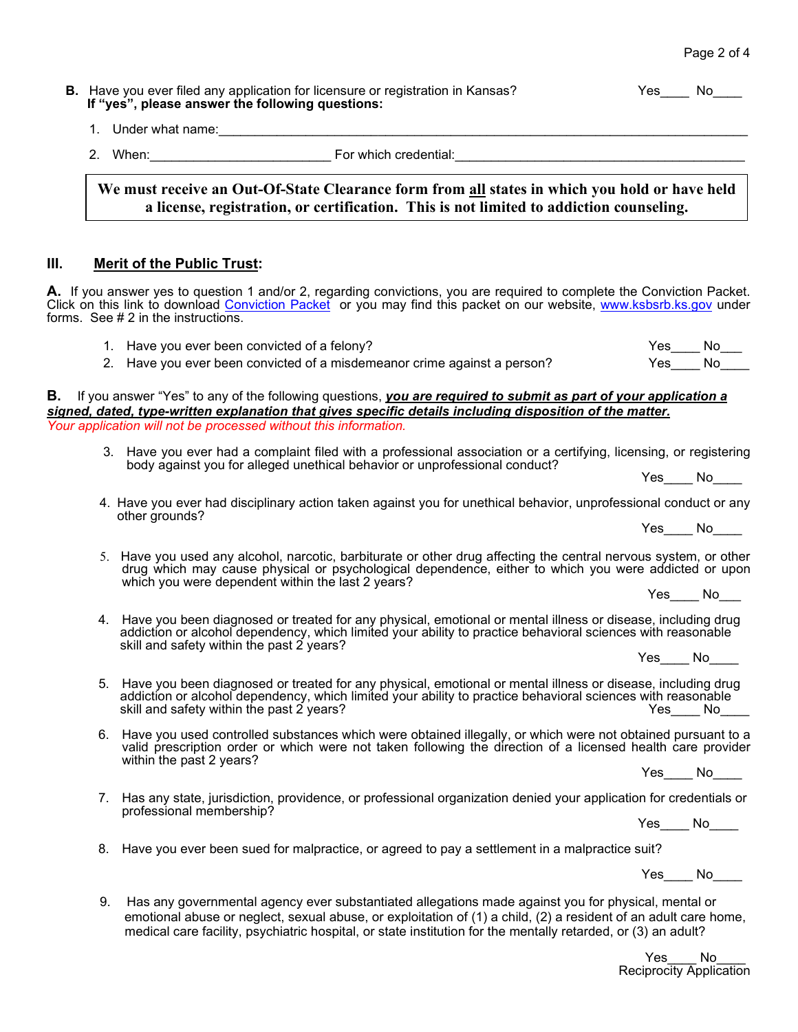**B.** Have you ever filed any application for licensure or registration in Kansas? Yes____ No____
**If "yes", please answer the following questions:**

1. Under what name:_______________________________________________________________________
2. When:_________________________ For which credential:________________________________________

> **We must receive an Out-Of-State Clearance form from <u>all</u> states in which you hold or have held a license, registration, or certification. This is not limited to addiction counseling.**

## III. <u>Merit of the Public Trust</u>:

**A.** If you answer yes to question 1 and/or 2, regarding convictions, you are required to complete the Conviction Packet. Click on this link to download Conviction Packet or you may find this packet on our website, www.ksbsrb.ks.gov under forms. See # 2 in the instructions.

1. Have you ever been convicted of a felony? Yes____ No___
2. Have you ever been convicted of a misdemeanor crime against a person? Yes____ No____

**B.** If you answer "Yes" to any of the following questions, ***<u>you are required to submit as part of your application a signed, dated, type-written explanation that gives specific details including disposition of the matter.</u>***
*Your application will not be processed without this information.*

3. Have you ever had a complaint filed with a professional association or a certifying, licensing, or registering body against you for alleged unethical behavior or unprofessional conduct?
   Yes____ No____

4. Have you ever had disciplinary action taken against you for unethical behavior, unprofessional conduct or any other grounds?
   Yes____ No____

5. Have you used any alcohol, narcotic, barbiturate or other drug affecting the central nervous system, or other drug which may cause physical or psychological dependence, either to which you were addicted or upon which you were dependent within the last 2 years?
   Yes____ No___

4. Have you been diagnosed or treated for any physical, emotional or mental illness or disease, including drug addiction or alcohol dependency, which limited your ability to practice behavioral sciences with reasonable skill and safety within the past 2 years?
   Yes____ No____

5. Have you been diagnosed or treated for any physical, emotional or mental illness or disease, including drug addiction or alcohol dependency, which limited your ability to practice behavioral sciences with reasonable skill and safety within the past 2 years? Yes____ No____

6. Have you used controlled substances which were obtained illegally, or which were not obtained pursuant to a valid prescription order or which were not taken following the direction of a licensed health care provider within the past 2 years?
   Yes____ No____

7. Has any state, jurisdiction, providence, or professional organization denied your application for credentials or professional membership?
   Yes____ No____

8. Have you ever been sued for malpractice, or agreed to pay a settlement in a malpractice suit?
   Yes____ No____

9. Has any governmental agency ever substantiated allegations made against you for physical, mental or emotional abuse or neglect, sexual abuse, or exploitation of (1) a child, (2) a resident of an adult care home, medical care facility, psychiatric hospital, or state institution for the mentally retarded, or (3) an adult?
   Yes____ No____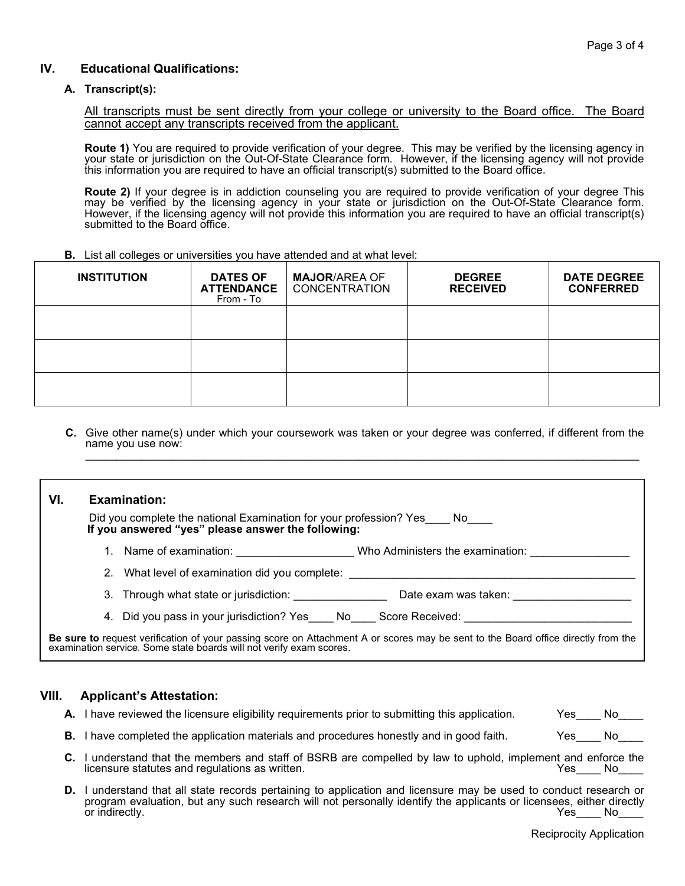## IV. Educational Qualifications:

### A. Transcript(s):

All transcripts must be sent directly from your college or university to the Board office. The Board cannot accept any transcripts received from the applicant.

**Route 1)** You are required to provide verification of your degree. This may be verified by the licensing agency in your state or jurisdiction on the Out-Of-State Clearance form. However, if the licensing agency will not provide this information you are required to have an official transcript(s) submitted to the Board office.

**Route 2)** If your degree is in addiction counseling you are required to provide verification of your degree This may be verified by the licensing agency in your state or jurisdiction on the Out-Of-State Clearance form. However, if the licensing agency will not provide this information you are required to have an official transcript(s) submitted to the Board office.

**B.** List all colleges or universities you have attended and at what level:

| INSTITUTION | DATES OF ATTENDANCE From - To | MAJOR/AREA OF CONCENTRATION | DEGREE RECEIVED | DATE DEGREE CONFERRED |
|---|---|---|---|---|
| | | | | |
| | | | | |
| | | | | |

**C.** Give other name(s) under which your coursework was taken or your degree was conferred, if different from the name you use now:

______________________________________________________________________________

## VI. Examination:

Did you complete the national Examination for your profession? Yes____ No____

**If you answered "yes" please answer the following:**

1. Name of examination: __________________ Who Administers the examination: _______________
2. What level of examination did you complete: _____________________________________________
3. Through what state or jurisdiction: _______________ Date exam was taken: __________________
4. Did you pass in your jurisdiction? Yes____ No____ Score Received: ___________________________

**Be sure to** request verification of your passing score on Attachment A or scores may be sent to the Board office directly from the examination service. Some state boards will not verify exam scores.

## VIII. Applicant's Attestation:

**A.** I have reviewed the licensure eligibility requirements prior to submitting this application. Yes____ No____

**B.** I have completed the application materials and procedures honestly and in good faith. Yes____ No____

**C.** I understand that the members and staff of BSRB are compelled by law to uphold, implement and enforce the licensure statutes and regulations as written. Yes____ No____

**D.** I understand that all state records pertaining to application and licensure may be used to conduct research or program evaluation, but any such research will not personally identify the applicants or licensees, either directly or indirectly. Yes____ No____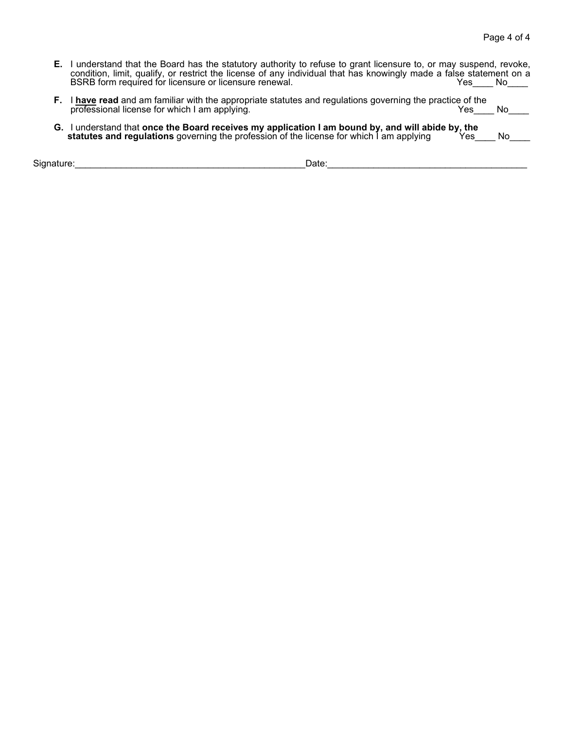**E.** I understand that the Board has the statutory authority to refuse to grant licensure to, or may suspend, revoke, condition, limit, qualify, or restrict the license of any individual that has knowingly made a false statement on a BSRB form required for licensure or licensure renewal. Yes____ No____

**F.** I **have read** and am familiar with the appropriate statutes and regulations governing the practice of the professional license for which I am applying. Yes____ No____

**G.** I understand that **once the Board receives my application I am bound by, and will abide by, the statutes and regulations** governing the profession of the license for which I am applying Yes____ No____

Signature:_____________________________________________ Date:_______________________________________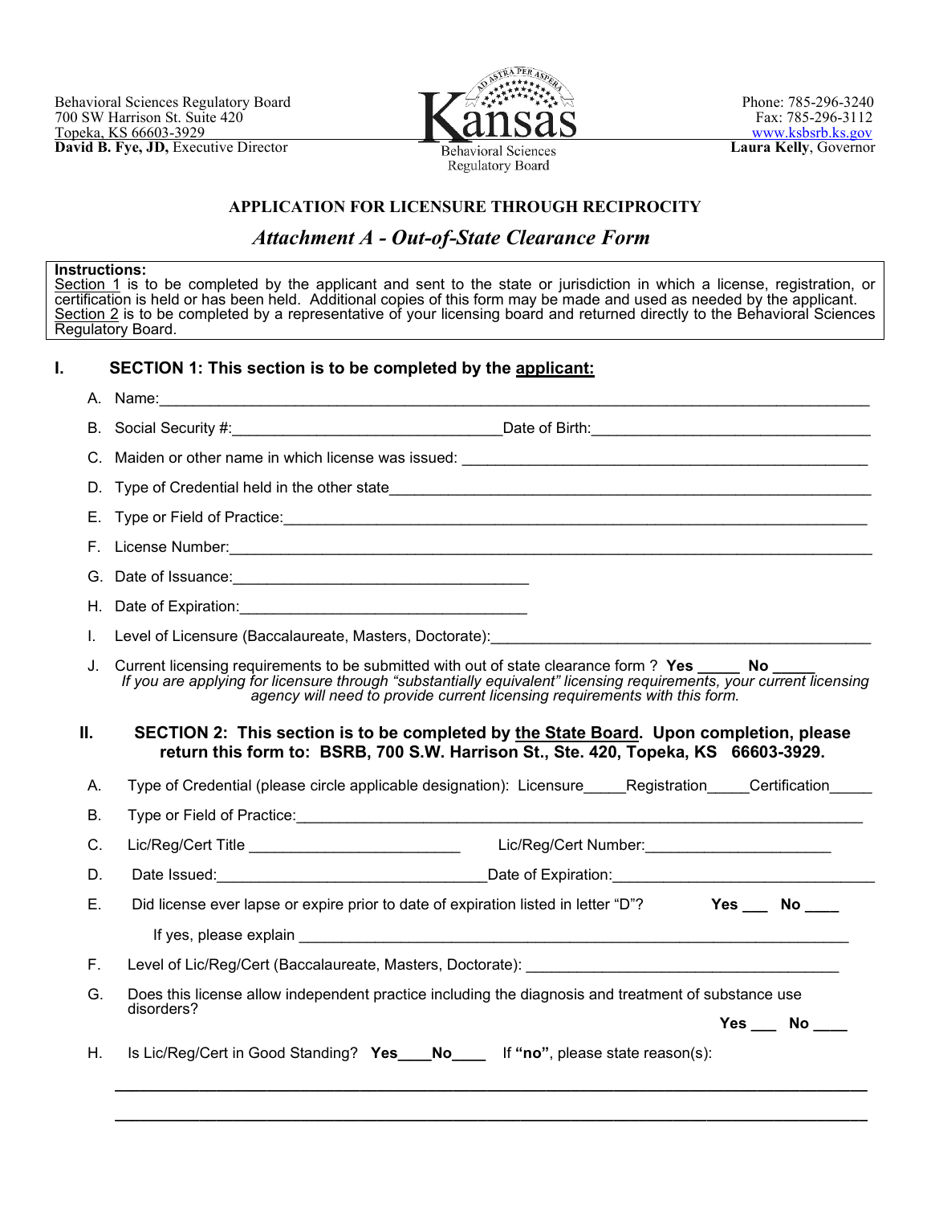Behavioral Sciences Regulatory Board
700 SW Harrison St. Suite 420
Topeka, KS 66603-3929
**David B. Fye, JD,** Executive Director

Kansas
Behavioral Sciences Regulatory Board

Phone: 785-296-3240
Fax: 785-296-3112
www.ksbsrb.ks.gov
**Laura Kelly**, Governor

## APPLICATION FOR LICENSURE THROUGH RECIPROCITY

### *Attachment A - Out-of-State Clearance Form*

**Instructions:**
Section 1 is to be completed by the applicant and sent to the state or jurisdiction in which a license, registration, or certification is held or has been held. Additional copies of this form may be made and used as needed by the applicant.
Section 2 is to be completed by a representative of your licensing board and returned directly to the Behavioral Sciences Regulatory Board.

### I. SECTION 1: This section is to be completed by the applicant:

A. Name:\_\_\_\_\_\_\_\_\_\_\_\_\_\_\_\_\_\_\_\_\_\_\_\_\_\_\_\_\_\_\_\_\_\_\_\_\_\_\_\_

B. Social Security #:\_\_\_\_\_\_\_\_\_\_\_\_\_\_\_\_\_\_\_\_ Date of Birth:\_\_\_\_\_\_\_\_\_\_\_\_\_\_\_\_\_\_\_\_

C. Maiden or other name in which license was issued: \_\_\_\_\_\_\_\_\_\_\_\_\_\_\_\_\_\_\_\_

D. Type of Credential held in the other state\_\_\_\_\_\_\_\_\_\_\_\_\_\_\_\_\_\_\_\_

E. Type or Field of Practice:\_\_\_\_\_\_\_\_\_\_\_\_\_\_\_\_\_\_\_\_

F. License Number:\_\_\_\_\_\_\_\_\_\_\_\_\_\_\_\_\_\_\_\_

G. Date of Issuance:\_\_\_\_\_\_\_\_\_\_\_\_\_\_\_\_\_\_\_\_

H. Date of Expiration:\_\_\_\_\_\_\_\_\_\_\_\_\_\_\_\_\_\_\_\_

I. Level of Licensure (Baccalaureate, Masters, Doctorate):\_\_\_\_\_\_\_\_\_\_\_\_\_\_\_\_\_\_\_\_

J. Current licensing requirements to be submitted with out of state clearance form ? **Yes** \_\_\_\_\_ **No** \_\_\_\_\_
*If you are applying for licensure through "substantially equivalent" licensing requirements, your current licensing agency will need to provide current licensing requirements with this form.*

### II. SECTION 2: This section is to be completed by the State Board. Upon completion, please return this form to: BSRB, 700 S.W. Harrison St., Ste. 420, Topeka, KS 66603-3929.

A. Type of Credential (please circle applicable designation): Licensure\_\_\_\_\_ Registration\_\_\_\_\_ Certification\_\_\_\_\_

B. Type or Field of Practice:\_\_\_\_\_\_\_\_\_\_\_\_\_\_\_\_\_\_\_\_

C. Lic/Reg/Cert Title \_\_\_\_\_\_\_\_\_\_\_\_\_\_\_\_\_\_\_\_ Lic/Reg/Cert Number:\_\_\_\_\_\_\_\_\_\_\_\_\_\_\_\_\_\_\_\_

D. Date Issued:\_\_\_\_\_\_\_\_\_\_\_\_\_\_\_\_\_\_\_\_ Date of Expiration:\_\_\_\_\_\_\_\_\_\_\_\_\_\_\_\_\_\_\_\_

E. Did license ever lapse or expire prior to date of expiration listed in letter "D"? **Yes** \_\_\_ **No** \_\_\_\_

If yes, please explain \_\_\_\_\_\_\_\_\_\_\_\_\_\_\_\_\_\_\_\_

F. Level of Lic/Reg/Cert (Baccalaureate, Masters, Doctorate): \_\_\_\_\_\_\_\_\_\_\_\_\_\_\_\_\_\_\_\_

G. Does this license allow independent practice including the diagnosis and treatment of substance use disorders? **Yes** \_\_\_ **No** \_\_\_\_

H. Is Lic/Reg/Cert in Good Standing? **Yes**\_\_\_\_**No**\_\_\_\_ If **"no"**, please state reason(s):

\_\_\_\_\_\_\_\_\_\_\_\_\_\_\_\_\_\_\_\_\_\_\_\_\_\_\_\_\_\_\_\_\_\_\_\_\_\_\_\_

\_\_\_\_\_\_\_\_\_\_\_\_\_\_\_\_\_\_\_\_\_\_\_\_\_\_\_\_\_\_\_\_\_\_\_\_\_\_\_\_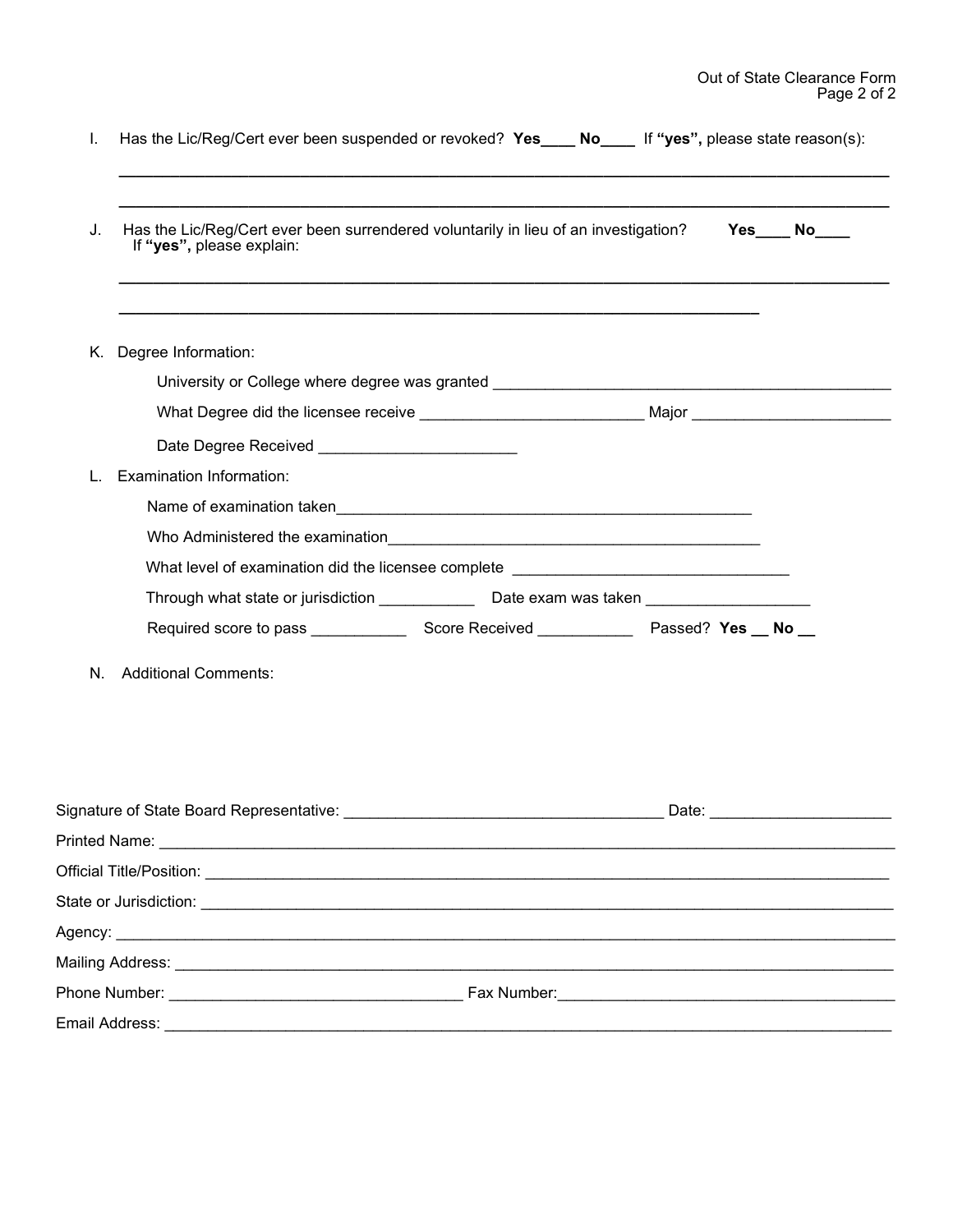I. Has the Lic/Reg/Cert ever been suspended or revoked? **Yes**____ **No**____ If **"yes",** please state reason(s):

______________________________________________________________________________

______________________________________________________________________________

J. Has the Lic/Reg/Cert ever been surrendered voluntarily in lieu of an investigation? **Yes**____ **No**____
If **"yes",** please explain:

______________________________________________________________________________

_________________________________________________________________

K. Degree Information:

University or College where degree was granted ________________________________________

What Degree did the licensee receive _______________________ Major ____________________

Date Degree Received ____________________

L. Examination Information:

Name of examination taken__________________________________________

Who Administered the examination_____________________________________

What level of examination did the licensee complete ___________________________

Through what state or jurisdiction __________ Date exam was taken ________________

Required score to pass __________ Score Received __________ Passed? **Yes** __ **No** __

N. Additional Comments:

Signature of State Board Representative: _________________________________ Date: __________________

Printed Name: ______________________________________________________________________________

Official Title/Position: ______________________________________________________________________

State or Jurisdiction: ________________________________________________________________________

Agency: __________________________________________________________________________________

Mailing Address: ___________________________________________________________________________

Phone Number: ______________________________ Fax Number:__________________________________

Email Address: _____________________________________________________________________________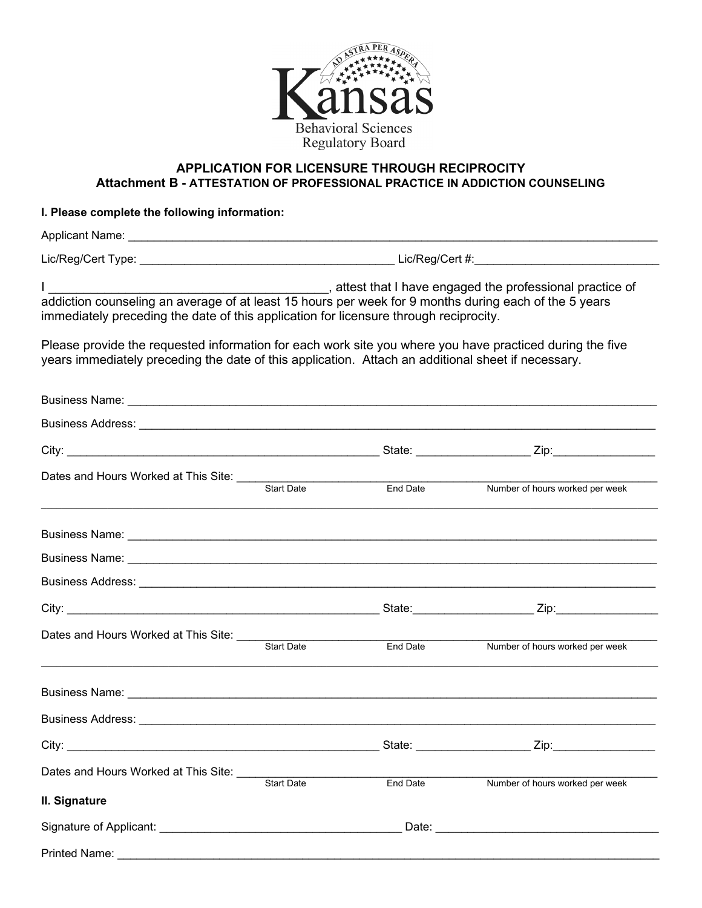Kansas Behavioral Sciences Regulatory Board

AD ASTRA PER ASPERA

## APPLICATION FOR LICENSURE THROUGH RECIPROCITY
### Attachment B - ATTESTATION OF PROFESSIONAL PRACTICE IN ADDICTION COUNSELING

**I. Please complete the following information:**

Applicant Name: ______________________________________________________________________

Lic/Reg/Cert Type: ________________________________ Lic/Reg/Cert #:________________________

I ___________________________________, attest that I have engaged the professional practice of addiction counseling an average of at least 15 hours per week for 9 months during each of the 5 years immediately preceding the date of this application for licensure through reciprocity.

Please provide the requested information for each work site you where you have practiced during the five years immediately preceding the date of this application. Attach an additional sheet if necessary.

Business Name: ______________________________________________________________________

Business Address: ____________________________________________________________________

City: ________________________________________ State: ______________ Zip:_____________

Dates and Hours Worked at This Site: ____________________________________________________
Start Date | End Date | Number of hours worked per week

---

Business Name: ______________________________________________________________________

Business Name: ______________________________________________________________________

Business Address: ____________________________________________________________________

City: ________________________________________ State:______________ Zip:_____________

Dates and Hours Worked at This Site: ____________________________________________________
Start Date | End Date | Number of hours worked per week

---

Business Name: ______________________________________________________________________

Business Address: ____________________________________________________________________

City: ________________________________________ State: ______________ Zip:_____________

Dates and Hours Worked at This Site: ____________________________________________________
Start Date | End Date | Number of hours worked per week

**II. Signature**

Signature of Applicant: _______________________________ Date: ____________________________

Printed Name: _______________________________________________________________________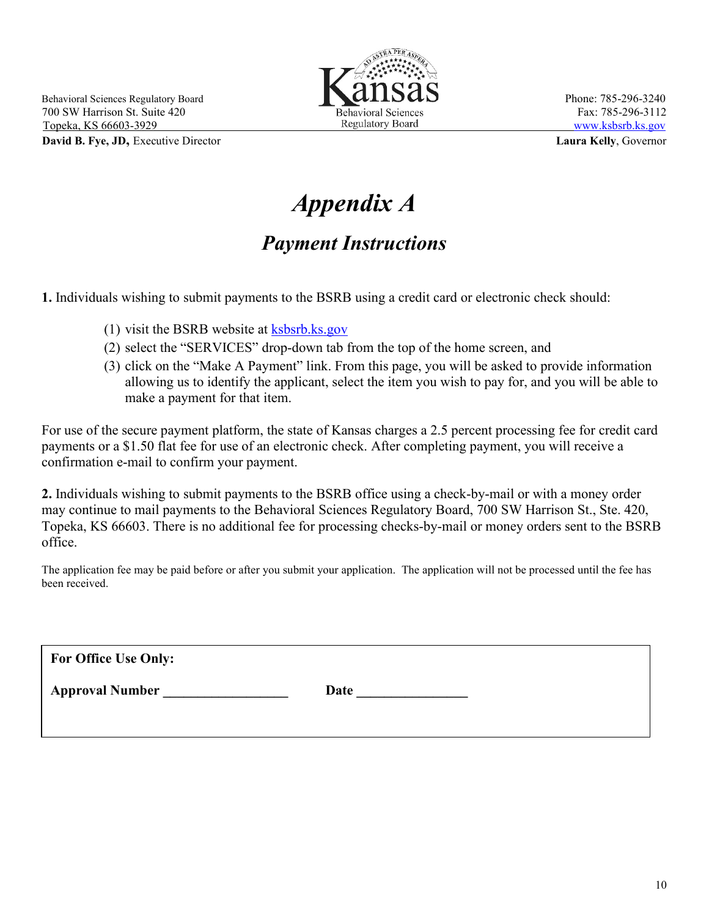Behavioral Sciences Regulatory Board
700 SW Harrison St. Suite 420
Topeka, KS 66603-3929
**David B. Fye, JD,** Executive Director

Kansas
Behavioral Sciences
Regulatory Board

Phone: 785-296-3240
Fax: 785-296-3112
www.ksbsrb.ks.gov
**Laura Kelly**, Governor

# *Appendix A*

## *Payment Instructions*

**1.** Individuals wishing to submit payments to the BSRB using a credit card or electronic check should:

(1) visit the BSRB website at ksbsrb.ks.gov
(2) select the "SERVICES" drop-down tab from the top of the home screen, and
(3) click on the "Make A Payment" link. From this page, you will be asked to provide information allowing us to identify the applicant, select the item you wish to pay for, and you will be able to make a payment for that item.

For use of the secure payment platform, the state of Kansas charges a 2.5 percent processing fee for credit card payments or a $1.50 flat fee for use of an electronic check. After completing payment, you will receive a confirmation e-mail to confirm your payment.

**2.** Individuals wishing to submit payments to the BSRB office using a check-by-mail or with a money order may continue to mail payments to the Behavioral Sciences Regulatory Board, 700 SW Harrison St., Ste. 420, Topeka, KS 66603. There is no additional fee for processing checks-by-mail or money orders sent to the BSRB office.

The application fee may be paid before or after you submit your application. The application will not be processed until the fee has been received.

**For Office Use Only:**

**Approval Number** __________________ **Date** ________________